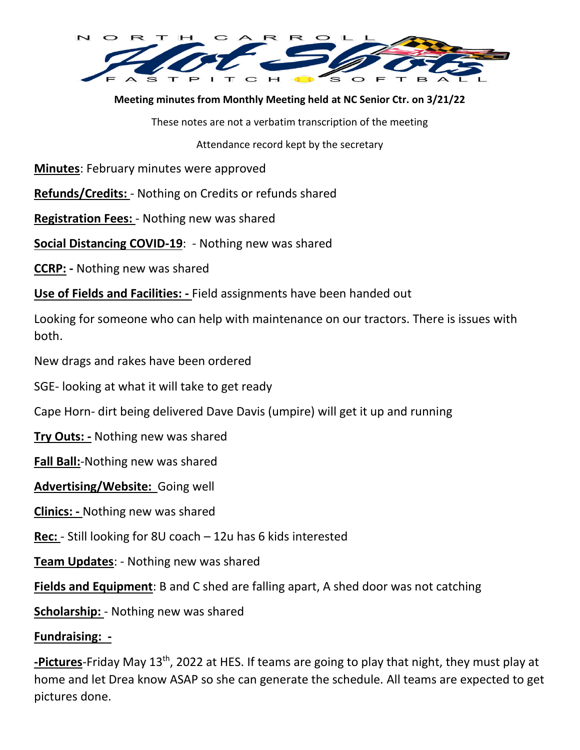NORTH CARROLL Hot Shots FASTPITCH SOFTBALL

**Meeting minutes from Monthly Meeting held at NC Senior Ctr. on 3/21/22**

These notes are not a verbatim transcription of the meeting

Attendance record kept by the secretary

**Minutes**: February minutes were approved

**Refunds/Credits:** - Nothing on Credits or refunds shared

**Registration Fees:** - Nothing new was shared

**Social Distancing COVID-19**: - Nothing new was shared

**CCRP: -** Nothing new was shared

**Use of Fields and Facilities: -** Field assignments have been handed out

Looking for someone who can help with maintenance on our tractors. There is issues with both.

New drags and rakes have been ordered

SGE- looking at what it will take to get ready

Cape Horn- dirt being delivered Dave Davis (umpire) will get it up and running

**Try Outs: -** Nothing new was shared

**Fall Ball:**-Nothing new was shared

**Advertising/Website:** Going well

**Clinics: -** Nothing new was shared

**Rec:** - Still looking for 8U coach – 12u has 6 kids interested

**Team Updates**: - Nothing new was shared

**Fields and Equipment**: B and C shed are falling apart, A shed door was not catching

**Scholarship:** - Nothing new was shared

**Fundraising: -**

**-Pictures**-Friday May 13th, 2022 at HES. If teams are going to play that night, they must play at home and let Drea know ASAP so she can generate the schedule. All teams are expected to get pictures done.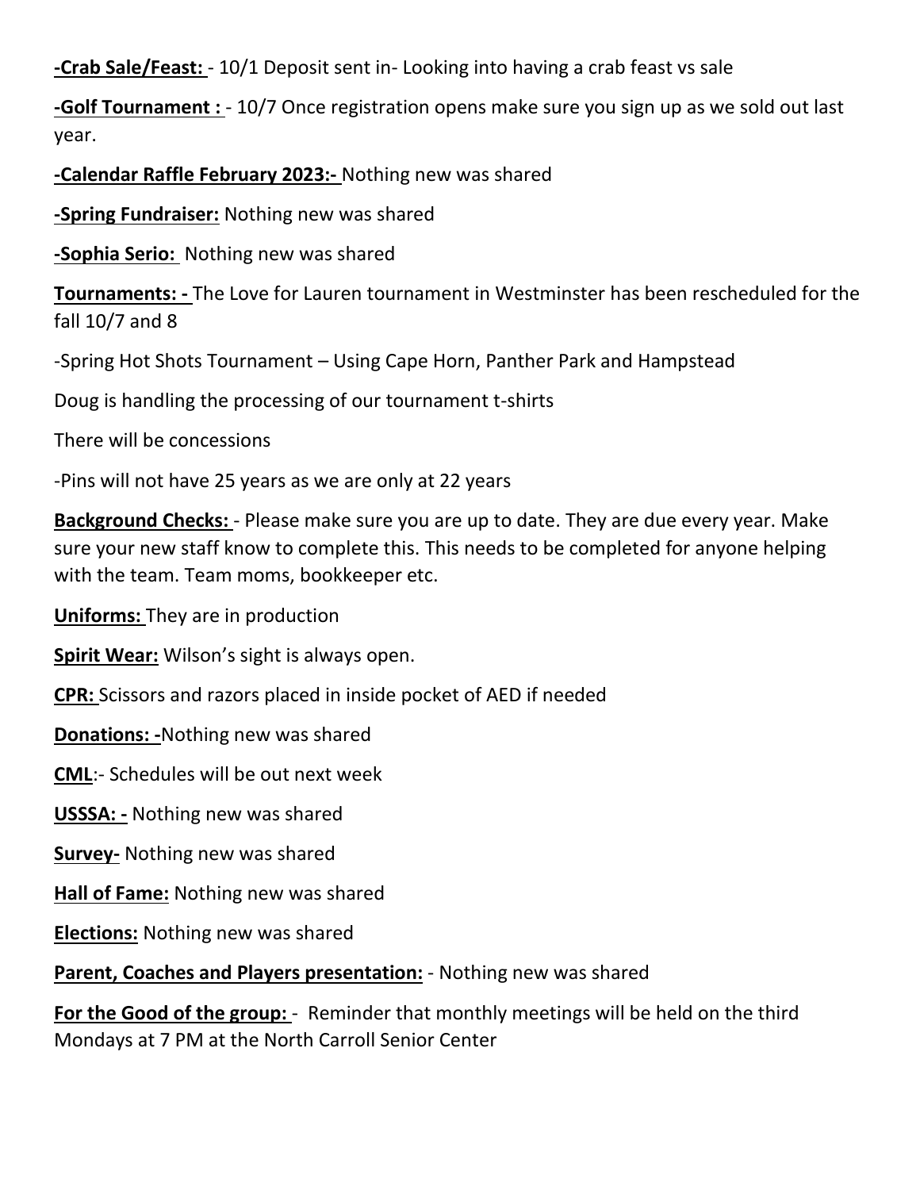**-Crab Sale/Feast:** - 10/1 Deposit sent in- Looking into having a crab feast vs sale

**-Golf Tournament :** - 10/7 Once registration opens make sure you sign up as we sold out last year.

**-Calendar Raffle February 2023:-** Nothing new was shared

**-Spring Fundraiser:** Nothing new was shared

**-Sophia Serio:** Nothing new was shared

**Tournaments: -** The Love for Lauren tournament in Westminster has been rescheduled for the fall 10/7 and 8

-Spring Hot Shots Tournament – Using Cape Horn, Panther Park and Hampstead

Doug is handling the processing of our tournament t-shirts

There will be concessions

-Pins will not have 25 years as we are only at 22 years

**Background Checks:** - Please make sure you are up to date. They are due every year. Make sure your new staff know to complete this. This needs to be completed for anyone helping with the team. Team moms, bookkeeper etc.

**Uniforms:** They are in production

**Spirit Wear:** Wilson's sight is always open.

**CPR:** Scissors and razors placed in inside pocket of AED if needed

**Donations: -**Nothing new was shared

**CML**:- Schedules will be out next week

**USSSA: -** Nothing new was shared

**Survey-** Nothing new was shared

**Hall of Fame:** Nothing new was shared

**Elections:** Nothing new was shared

**Parent, Coaches and Players presentation:** - Nothing new was shared

**For the Good of the group:** - Reminder that monthly meetings will be held on the third Mondays at 7 PM at the North Carroll Senior Center